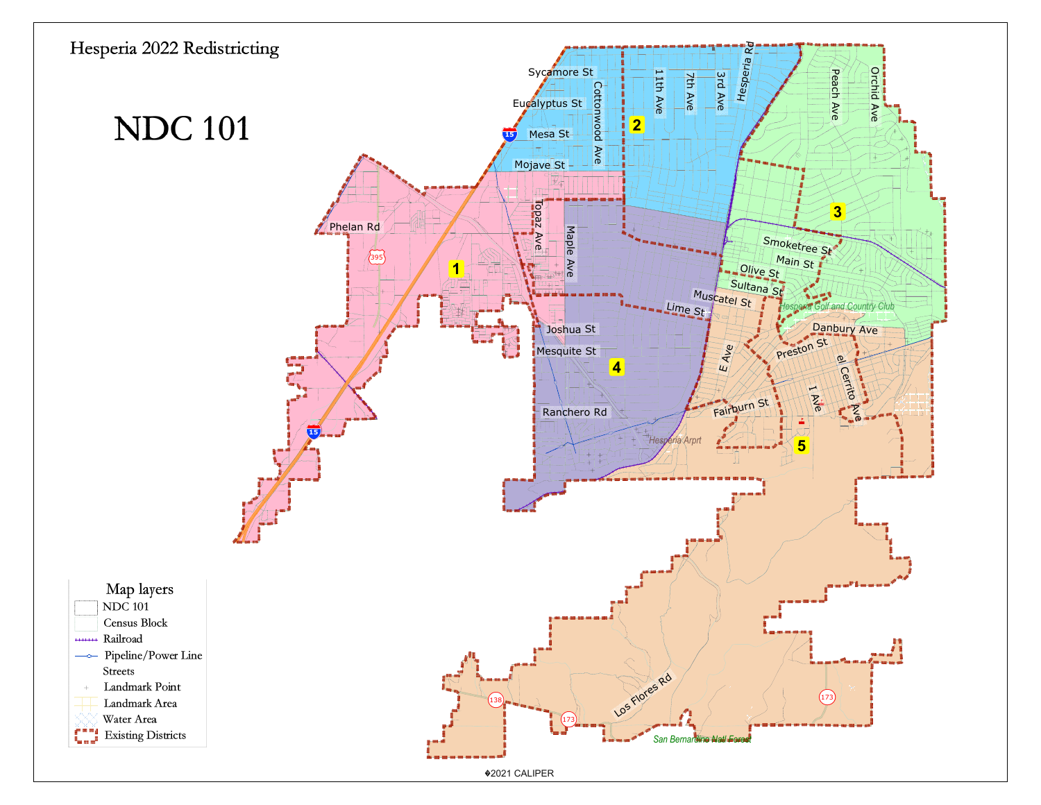# Hesperia 2022 Redistricting

## NDC 101

Sycamore St
Eucalyptus St
Mesa St
Mojave St
Cottonwood Ave
11th Ave
7th Ave
3rd Ave
Hesperia Rd
Peach Ave
Orchid Ave
Phelan Rd
395
15
Topaz Ave
Maple Ave
Smoketree St
Main St
Olive St
Sultana St
Muscatel St
Lime St
Hesperia Golf and Country Club
Joshua St
Mesquite St
Danbury Ave
Preston St
E Ave
el Cerrito Ave
I Ave
Fairburn St
Ranchero Rd
Hesperia Arpt
Los Flores Rd
138
173
San Bernardino Nat'l Forest

1
2
3
4
5

**Map layers**

- NDC 101
- Census Block
- Railroad
- Pipeline/Power Line
- Streets
- Landmark Point
- Landmark Area
- Water Area
- Existing Districts

©2021 CALIPER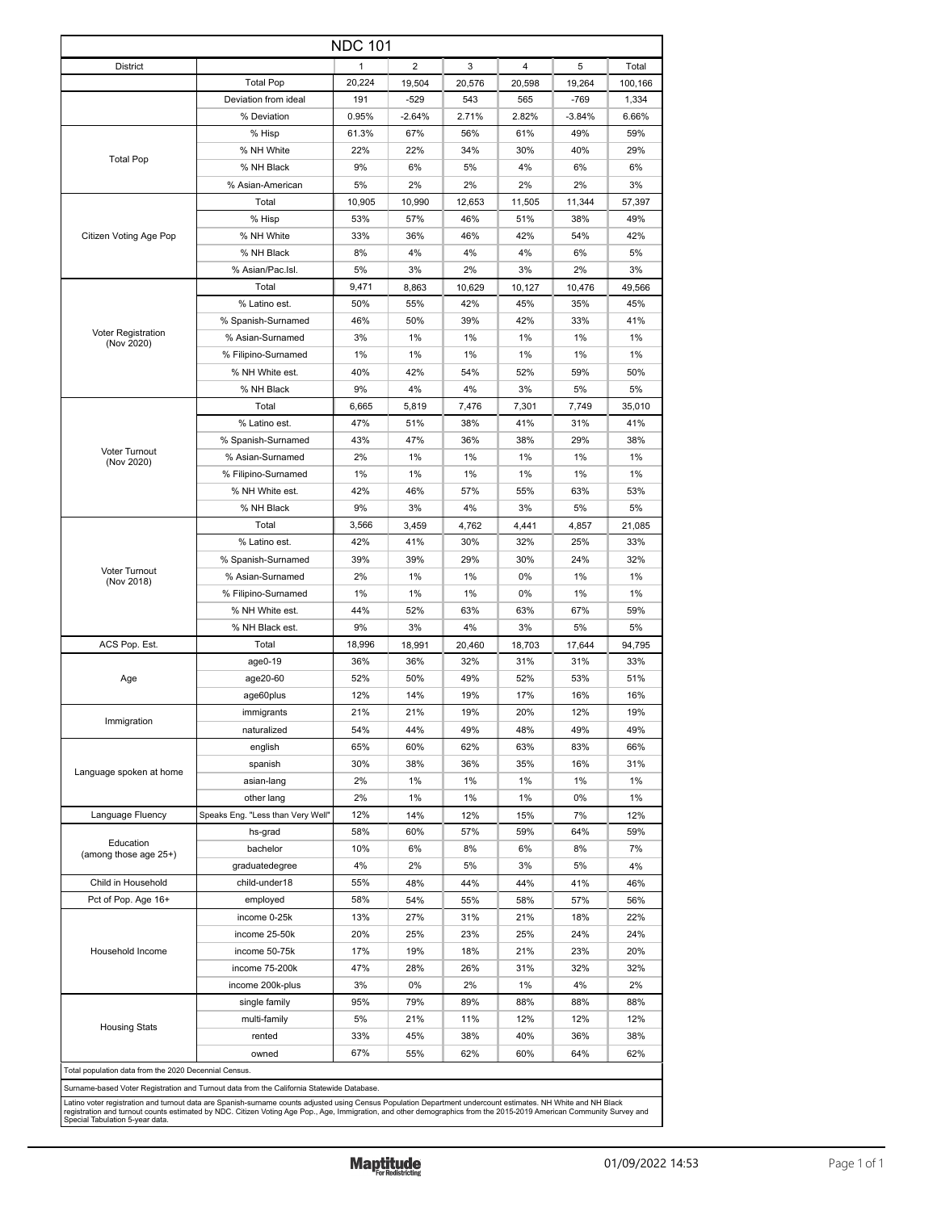# NDC 101

| District | | 1 | 2 | 3 | 4 | 5 | Total |
|---|---|---|---|---|---|---|---|
| | Total Pop | 20,224 | 19,504 | 20,576 | 20,598 | 19,264 | 100,166 |
| | Deviation from ideal | 191 | -529 | 543 | 565 | -769 | 1,334 |
| | % Deviation | 0.95% | -2.64% | 2.71% | 2.82% | -3.84% | 6.66% |
| Total Pop | % Hisp | 61.3% | 67% | 56% | 61% | 49% | 59% |
| | % NH White | 22% | 22% | 34% | 30% | 40% | 29% |
| | % NH Black | 9% | 6% | 5% | 4% | 6% | 6% |
| | % Asian-American | 5% | 2% | 2% | 2% | 2% | 3% |
| Citizen Voting Age Pop | Total | 10,905 | 10,990 | 12,653 | 11,505 | 11,344 | 57,397 |
| | % Hisp | 53% | 57% | 46% | 51% | 38% | 49% |
| | % NH White | 33% | 36% | 46% | 42% | 54% | 42% |
| | % NH Black | 8% | 4% | 4% | 4% | 6% | 5% |
| | % Asian/Pac.Isl. | 5% | 3% | 2% | 3% | 2% | 3% |
| Voter Registration (Nov 2020) | Total | 9,471 | 8,863 | 10,629 | 10,127 | 10,476 | 49,566 |
| | % Latino est. | 50% | 55% | 42% | 45% | 35% | 45% |
| | % Spanish-Surnamed | 46% | 50% | 39% | 42% | 33% | 41% |
| | % Asian-Surnamed | 3% | 1% | 1% | 1% | 1% | 1% |
| | % Filipino-Surnamed | 1% | 1% | 1% | 1% | 1% | 1% |
| | % NH White est. | 40% | 42% | 54% | 52% | 59% | 50% |
| | % NH Black | 9% | 4% | 4% | 3% | 5% | 5% |
| Voter Turnout (Nov 2020) | Total | 6,665 | 5,819 | 7,476 | 7,301 | 7,749 | 35,010 |
| | % Latino est. | 47% | 51% | 38% | 41% | 31% | 41% |
| | % Spanish-Surnamed | 43% | 47% | 36% | 38% | 29% | 38% |
| | % Asian-Surnamed | 2% | 1% | 1% | 1% | 1% | 1% |
| | % Filipino-Surnamed | 1% | 1% | 1% | 1% | 1% | 1% |
| | % NH White est. | 42% | 46% | 57% | 55% | 63% | 53% |
| | % NH Black | 9% | 3% | 4% | 3% | 5% | 5% |
| Voter Turnout (Nov 2018) | Total | 3,566 | 3,459 | 4,762 | 4,441 | 4,857 | 21,085 |
| | % Latino est. | 42% | 41% | 30% | 32% | 25% | 33% |
| | % Spanish-Surnamed | 39% | 39% | 29% | 30% | 24% | 32% |
| | % Asian-Surnamed | 2% | 1% | 1% | 0% | 1% | 1% |
| | % Filipino-Surnamed | 1% | 1% | 1% | 0% | 1% | 1% |
| | % NH White est. | 44% | 52% | 63% | 63% | 67% | 59% |
| | % NH Black est. | 9% | 3% | 4% | 3% | 5% | 5% |
| ACS Pop. Est. | Total | 18,996 | 18,991 | 20,460 | 18,703 | 17,644 | 94,795 |
| Age | age0-19 | 36% | 36% | 32% | 31% | 31% | 33% |
| | age20-60 | 52% | 50% | 49% | 52% | 53% | 51% |
| | age60plus | 12% | 14% | 19% | 17% | 16% | 16% |
| Immigration | immigrants | 21% | 21% | 19% | 20% | 12% | 19% |
| | naturalized | 54% | 44% | 49% | 48% | 49% | 49% |
| Language spoken at home | english | 65% | 60% | 62% | 63% | 83% | 66% |
| | spanish | 30% | 38% | 36% | 35% | 16% | 31% |
| | asian-lang | 2% | 1% | 1% | 1% | 1% | 1% |
| | other lang | 2% | 1% | 1% | 1% | 0% | 1% |
| Language Fluency | Speaks Eng. "Less than Very Well" | 12% | 14% | 12% | 15% | 7% | 12% |
| Education (among those age 25+) | hs-grad | 58% | 60% | 57% | 59% | 64% | 59% |
| | bachelor | 10% | 6% | 8% | 6% | 8% | 7% |
| | graduatedegree | 4% | 2% | 5% | 3% | 5% | 4% |
| Child in Household | child-under18 | 55% | 48% | 44% | 44% | 41% | 46% |
| Pct of Pop. Age 16+ | employed | 58% | 54% | 55% | 58% | 57% | 56% |
| Household Income | income 0-25k | 13% | 27% | 31% | 21% | 18% | 22% |
| | income 25-50k | 20% | 25% | 23% | 25% | 24% | 24% |
| | income 50-75k | 17% | 19% | 18% | 21% | 23% | 20% |
| | income 75-200k | 47% | 28% | 26% | 31% | 32% | 32% |
| | income 200k-plus | 3% | 0% | 2% | 1% | 4% | 2% |
| Housing Stats | single family | 95% | 79% | 89% | 88% | 88% | 88% |
| | multi-family | 5% | 21% | 11% | 12% | 12% | 12% |
| | rented | 33% | 45% | 38% | 40% | 36% | 38% |
| | owned | 67% | 55% | 62% | 60% | 64% | 62% |

Total population data from the 2020 Decennial Census.

Surname-based Voter Registration and Turnout data from the California Statewide Database.

Latino voter registration and turnout data are Spanish-surname counts adjusted using Census Population Department undercount estimates. NH White and NH Black registration and turnout counts estimated by NDC. Citizen Voting Age Pop., Age, Immigration, and other demographics from the 2015-2019 American Community Survey and Special Tabulation 5-year data.

Maptitude For Redistricting

01/09/2022 14:53